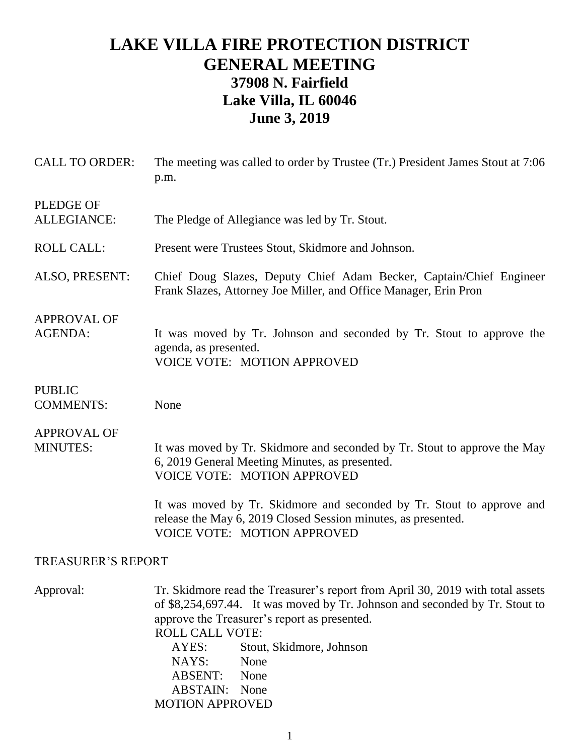# LAKE VILLA FIRE PROTECTION DISTRICT
## GENERAL MEETING
### 37908 N. Fairfield
### Lake Villa, IL 60046
### June 3, 2019

**CALL TO ORDER:** The meeting was called to order by Trustee (Tr.) President James Stout at 7:06 p.m.

**PLEDGE OF ALLEGIANCE:** The Pledge of Allegiance was led by Tr. Stout.

**ROLL CALL:** Present were Trustees Stout, Skidmore and Johnson.

**ALSO, PRESENT:** Chief Doug Slazes, Deputy Chief Adam Becker, Captain/Chief Engineer Frank Slazes, Attorney Joe Miller, and Office Manager, Erin Pron

**APPROVAL OF AGENDA:** It was moved by Tr. Johnson and seconded by Tr. Stout to approve the agenda, as presented.
VOICE VOTE: MOTION APPROVED

**PUBLIC COMMENTS:** None

**APPROVAL OF MINUTES:** It was moved by Tr. Skidmore and seconded by Tr. Stout to approve the May 6, 2019 General Meeting Minutes, as presented.
VOICE VOTE: MOTION APPROVED

It was moved by Tr. Skidmore and seconded by Tr. Stout to approve and release the May 6, 2019 Closed Session minutes, as presented.
VOICE VOTE: MOTION APPROVED

## TREASURER'S REPORT

**Approval:** Tr. Skidmore read the Treasurer's report from April 30, 2019 with total assets of $8,254,697.44. It was moved by Tr. Johnson and seconded by Tr. Stout to approve the Treasurer's report as presented.

ROLL CALL VOTE:
- AYES: Stout, Skidmore, Johnson
- NAYS: None
- ABSENT: None
- ABSTAIN: None

MOTION APPROVED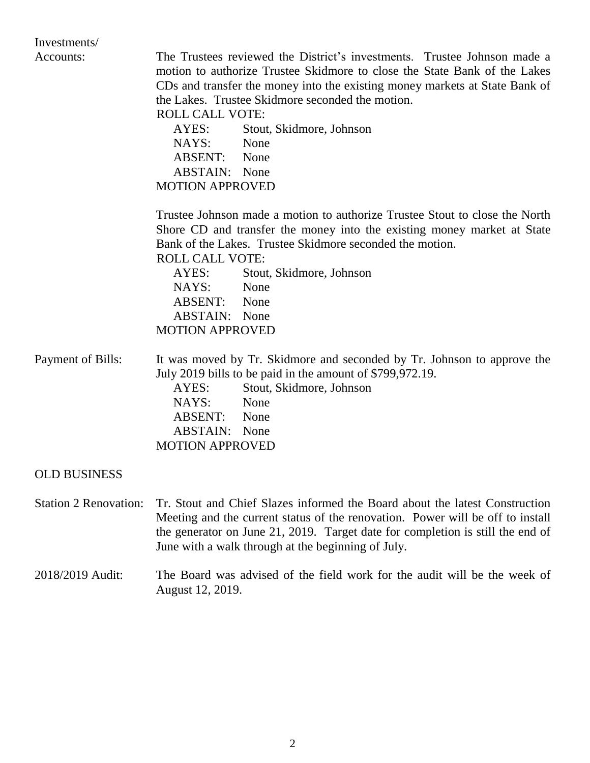**Investments/ Accounts:** The Trustees reviewed the District's investments. Trustee Johnson made a motion to authorize Trustee Skidmore to close the State Bank of the Lakes CDs and transfer the money into the existing money markets at State Bank of the Lakes. Trustee Skidmore seconded the motion.

ROLL CALL VOTE:

| | |
|---|---|
| AYES: | Stout, Skidmore, Johnson |
| NAYS: | None |
| ABSENT: | None |
| ABSTAIN: | None |

MOTION APPROVED

Trustee Johnson made a motion to authorize Trustee Stout to close the North Shore CD and transfer the money into the existing money market at State Bank of the Lakes. Trustee Skidmore seconded the motion.

ROLL CALL VOTE:

| | |
|---|---|
| AYES: | Stout, Skidmore, Johnson |
| NAYS: | None |
| ABSENT: | None |
| ABSTAIN: | None |

MOTION APPROVED

**Payment of Bills:** It was moved by Tr. Skidmore and seconded by Tr. Johnson to approve the July 2019 bills to be paid in the amount of $799,972.19.

| | |
|---|---|
| AYES: | Stout, Skidmore, Johnson |
| NAYS: | None |
| ABSENT: | None |
| ABSTAIN: | None |

MOTION APPROVED

## OLD BUSINESS

**Station 2 Renovation:** Tr. Stout and Chief Slazes informed the Board about the latest Construction Meeting and the current status of the renovation. Power will be off to install the generator on June 21, 2019. Target date for completion is still the end of June with a walk through at the beginning of July.

**2018/2019 Audit:** The Board was advised of the field work for the audit will be the week of August 12, 2019.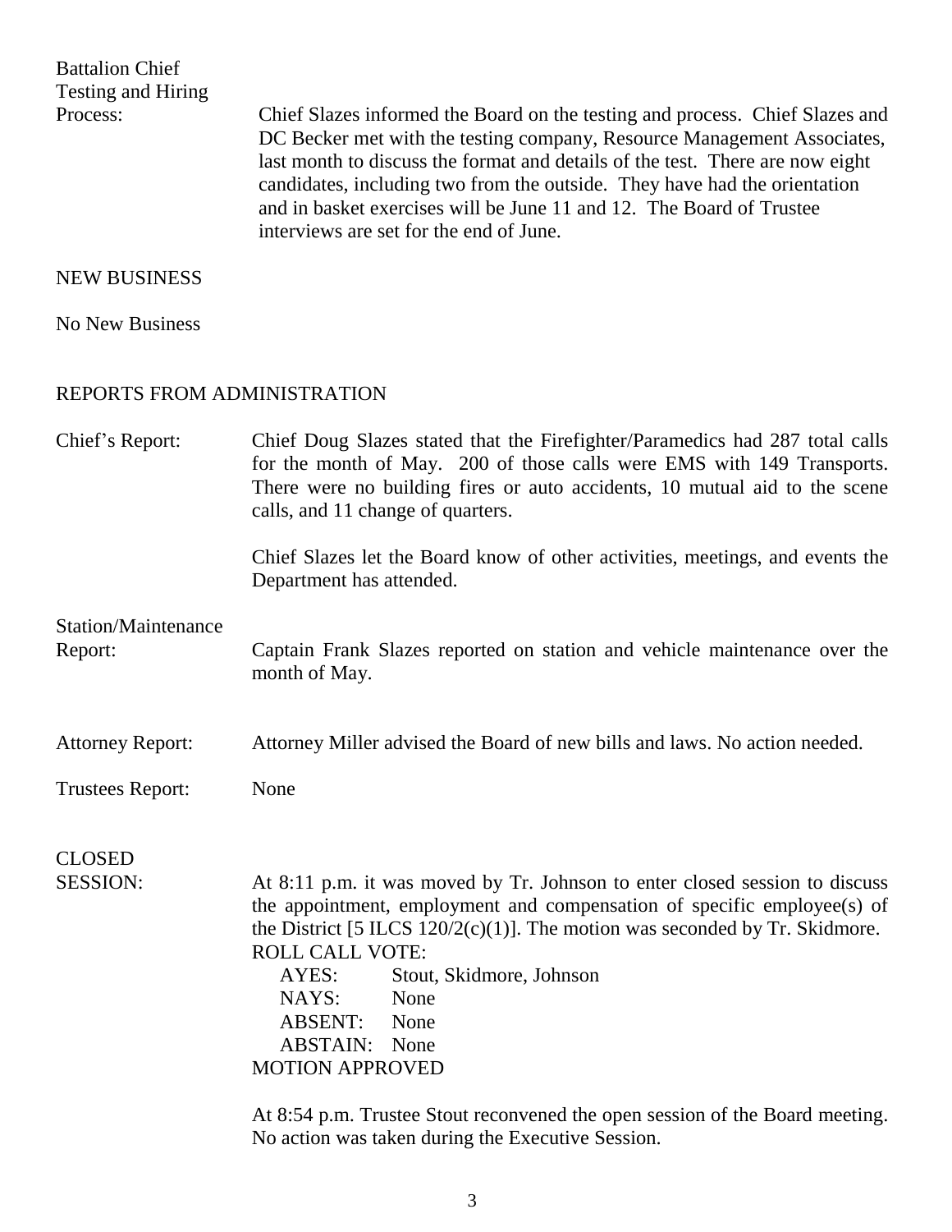Battalion Chief Testing and Hiring Process: Chief Slazes informed the Board on the testing and process. Chief Slazes and DC Becker met with the testing company, Resource Management Associates, last month to discuss the format and details of the test. There are now eight candidates, including two from the outside. They have had the orientation and in basket exercises will be June 11 and 12. The Board of Trustee interviews are set for the end of June.

## NEW BUSINESS

No New Business

## REPORTS FROM ADMINISTRATION

Chief's Report: Chief Doug Slazes stated that the Firefighter/Paramedics had 287 total calls for the month of May. 200 of those calls were EMS with 149 Transports. There were no building fires or auto accidents, 10 mutual aid to the scene calls, and 11 change of quarters.

Chief Slazes let the Board know of other activities, meetings, and events the Department has attended.

Station/Maintenance Report: Captain Frank Slazes reported on station and vehicle maintenance over the month of May.

Attorney Report: Attorney Miller advised the Board of new bills and laws. No action needed.

Trustees Report: None

CLOSED SESSION: At 8:11 p.m. it was moved by Tr. Johnson to enter closed session to discuss the appointment, employment and compensation of specific employee(s) of the District [5 ILCS 120/2(c)(1)]. The motion was seconded by Tr. Skidmore.

ROLL CALL VOTE:
- AYES: Stout, Skidmore, Johnson
- NAYS: None
- ABSENT: None
- ABSTAIN: None

MOTION APPROVED

At 8:54 p.m. Trustee Stout reconvened the open session of the Board meeting. No action was taken during the Executive Session.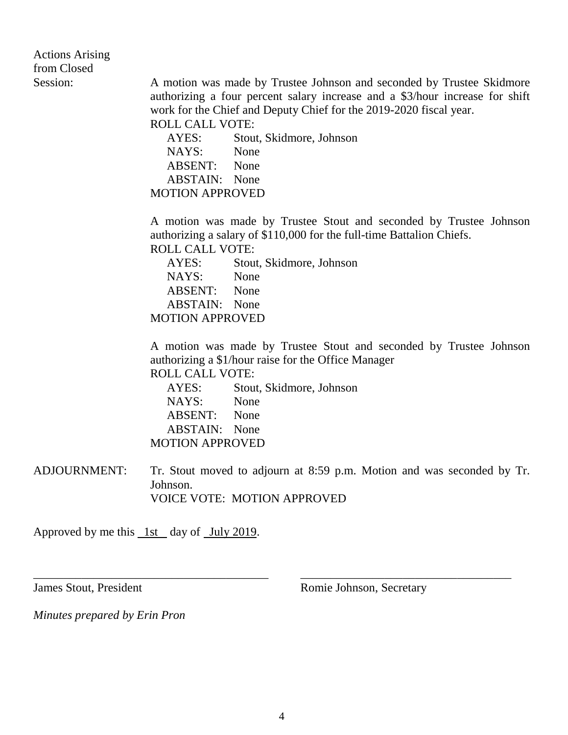**Actions Arising from Closed Session:**

A motion was made by Trustee Johnson and seconded by Trustee Skidmore authorizing a four percent salary increase and a $3/hour increase for shift work for the Chief and Deputy Chief for the 2019-2020 fiscal year.

ROLL CALL VOTE:

AYES: Stout, Skidmore, Johnson
NAYS: None
ABSENT: None
ABSTAIN: None

MOTION APPROVED

A motion was made by Trustee Stout and seconded by Trustee Johnson authorizing a salary of $110,000 for the full-time Battalion Chiefs.

ROLL CALL VOTE:

AYES: Stout, Skidmore, Johnson
NAYS: None
ABSENT: None
ABSTAIN: None

MOTION APPROVED

A motion was made by Trustee Stout and seconded by Trustee Johnson authorizing a $1/hour raise for the Office Manager

ROLL CALL VOTE:

AYES: Stout, Skidmore, Johnson
NAYS: None
ABSENT: None
ABSTAIN: None

MOTION APPROVED

**ADJOURNMENT:** Tr. Stout moved to adjourn at 8:59 p.m. Motion and was seconded by Tr. Johnson.

VOICE VOTE: MOTION APPROVED

Approved by me this 1st day of July 2019.

\_\_\_\_\_\_\_\_\_\_\_\_\_\_\_\_\_\_\_\_\_\_\_\_\_\_\_\_\_\_\_\_\_\_\_\_\_\_\_\_
James Stout, President

\_\_\_\_\_\_\_\_\_\_\_\_\_\_\_\_\_\_\_\_\_\_\_\_\_\_\_\_\_\_\_\_\_\_\_\_\_\_\_\_
Romie Johnson, Secretary

*Minutes prepared by Erin Pron*